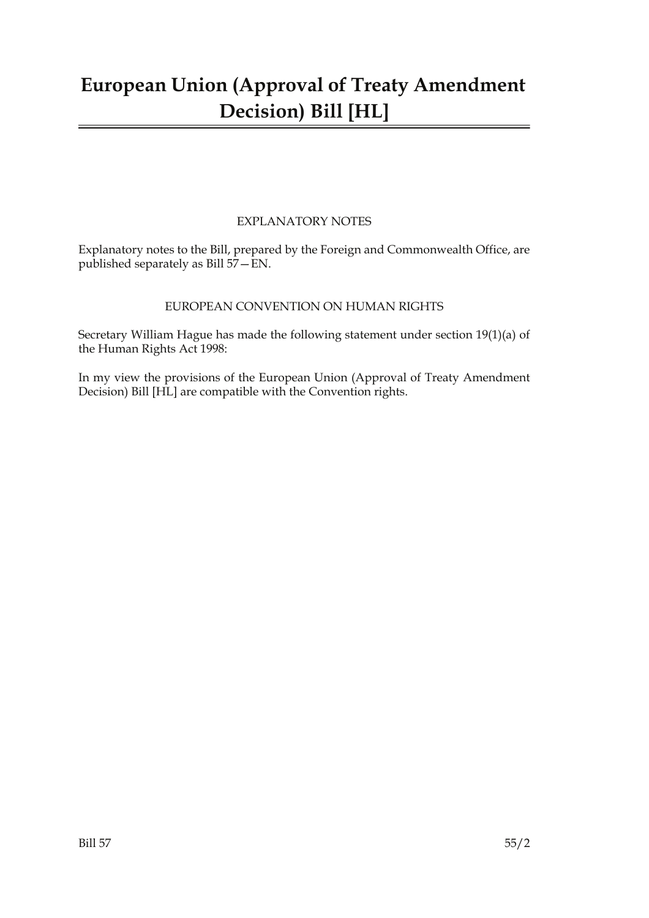# European Union (Approval of Treaty Amendment Decision) Bill [HL]

## EXPLANATORY NOTES

Explanatory notes to the Bill, prepared by the Foreign and Commonwealth Office, are published separately as Bill 57—EN.

## EUROPEAN CONVENTION ON HUMAN RIGHTS

Secretary William Hague has made the following statement under section 19(1)(a) of the Human Rights Act 1998:

In my view the provisions of the European Union (Approval of Treaty Amendment Decision) Bill [HL] are compatible with the Convention rights.

Bill 57 55/2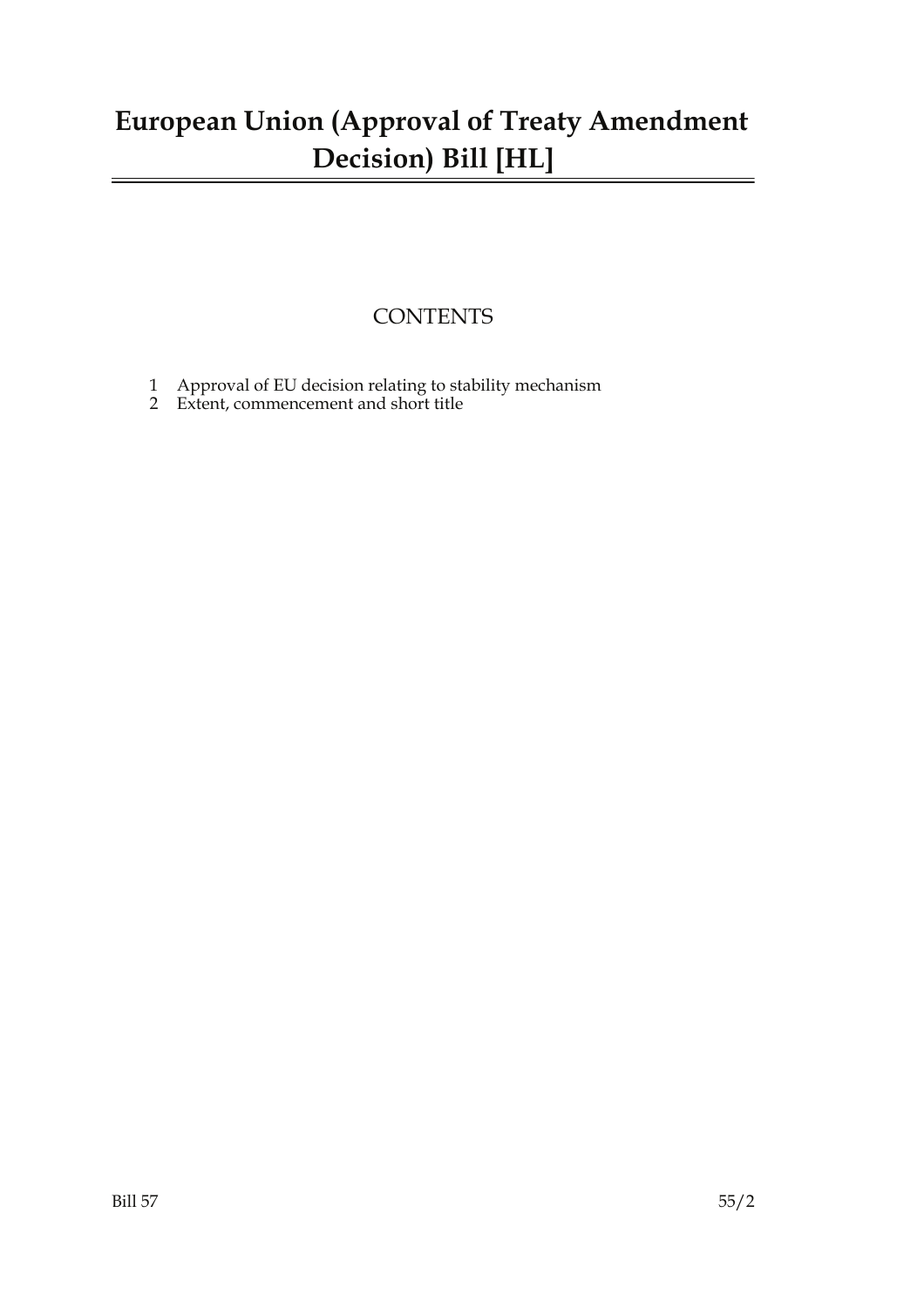# European Union (Approval of Treaty Amendment Decision) Bill [HL]

## CONTENTS

1 Approval of EU decision relating to stability mechanism
2 Extent, commencement and short title

Bill 57 55/2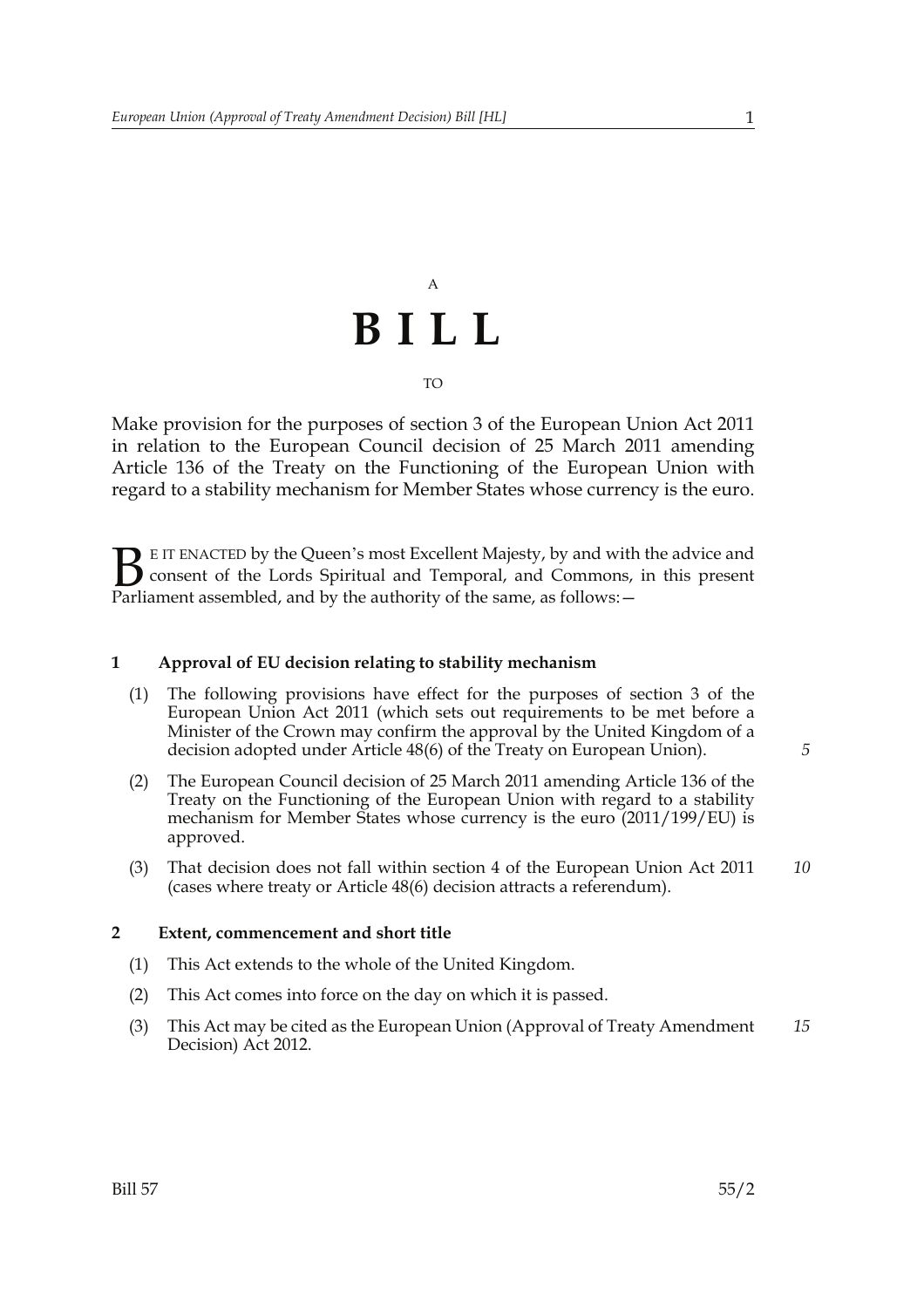A

# BILL

TO

Make provision for the purposes of section 3 of the European Union Act 2011 in relation to the European Council decision of 25 March 2011 amending Article 136 of the Treaty on the Functioning of the European Union with regard to a stability mechanism for Member States whose currency is the euro.

BE IT ENACTED by the Queen's most Excellent Majesty, by and with the advice and consent of the Lords Spiritual and Temporal, and Commons, in this present Parliament assembled, and by the authority of the same, as follows:—

**1 Approval of EU decision relating to stability mechanism**

(1) The following provisions have effect for the purposes of section 3 of the European Union Act 2011 (which sets out requirements to be met before a Minister of the Crown may confirm the approval by the United Kingdom of a decision adopted under Article 48(6) of the Treaty on European Union).

(2) The European Council decision of 25 March 2011 amending Article 136 of the Treaty on the Functioning of the European Union with regard to a stability mechanism for Member States whose currency is the euro (2011/199/EU) is approved.

(3) That decision does not fall within section 4 of the European Union Act 2011 (cases where treaty or Article 48(6) decision attracts a referendum).

**2 Extent, commencement and short title**

(1) This Act extends to the whole of the United Kingdom.

(2) This Act comes into force on the day on which it is passed.

(3) This Act may be cited as the European Union (Approval of Treaty Amendment Decision) Act 2012.

Bill 57 55/2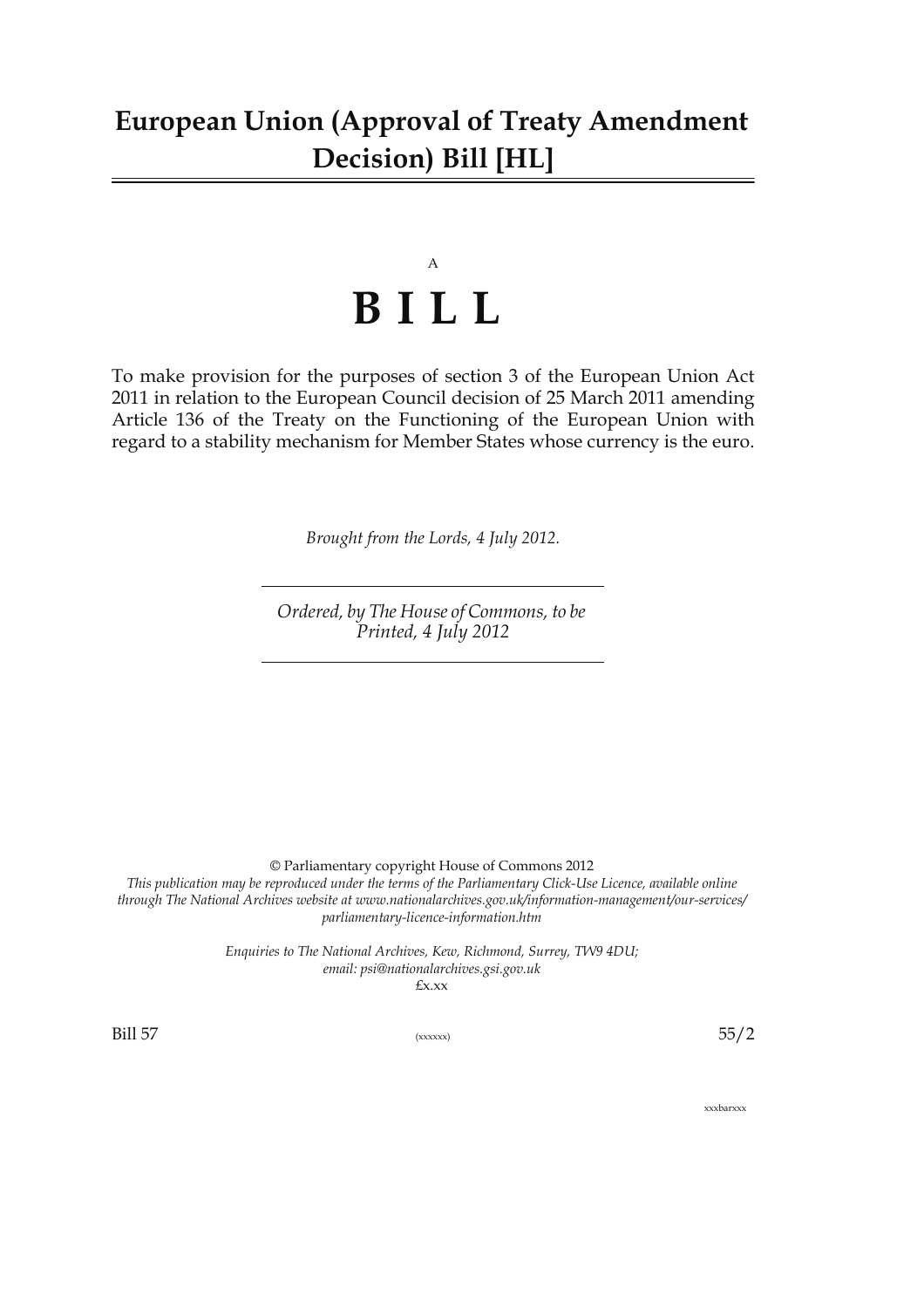# European Union (Approval of Treaty Amendment Decision) Bill [HL]

A

# BILL

To make provision for the purposes of section 3 of the European Union Act 2011 in relation to the European Council decision of 25 March 2011 amending Article 136 of the Treaty on the Functioning of the European Union with regard to a stability mechanism for Member States whose currency is the euro.

*Brought from the Lords, 4 July 2012.*

---

*Ordered, by The House of Commons, to be Printed, 4 July 2012*

---

© Parliamentary copyright House of Commons 2012

*This publication may be reproduced under the terms of the Parliamentary Click-Use Licence, available online through The National Archives website at www.nationalarchives.gov.uk/information-management/our-services/parliamentary-licence-information.htm*

*Enquiries to The National Archives, Kew, Richmond, Surrey, TW9 4DU; email: psi@nationalarchives.gsi.gov.uk*

£x.xx

Bill 57 (xxxxxx) 55/2

xxxbarxxx